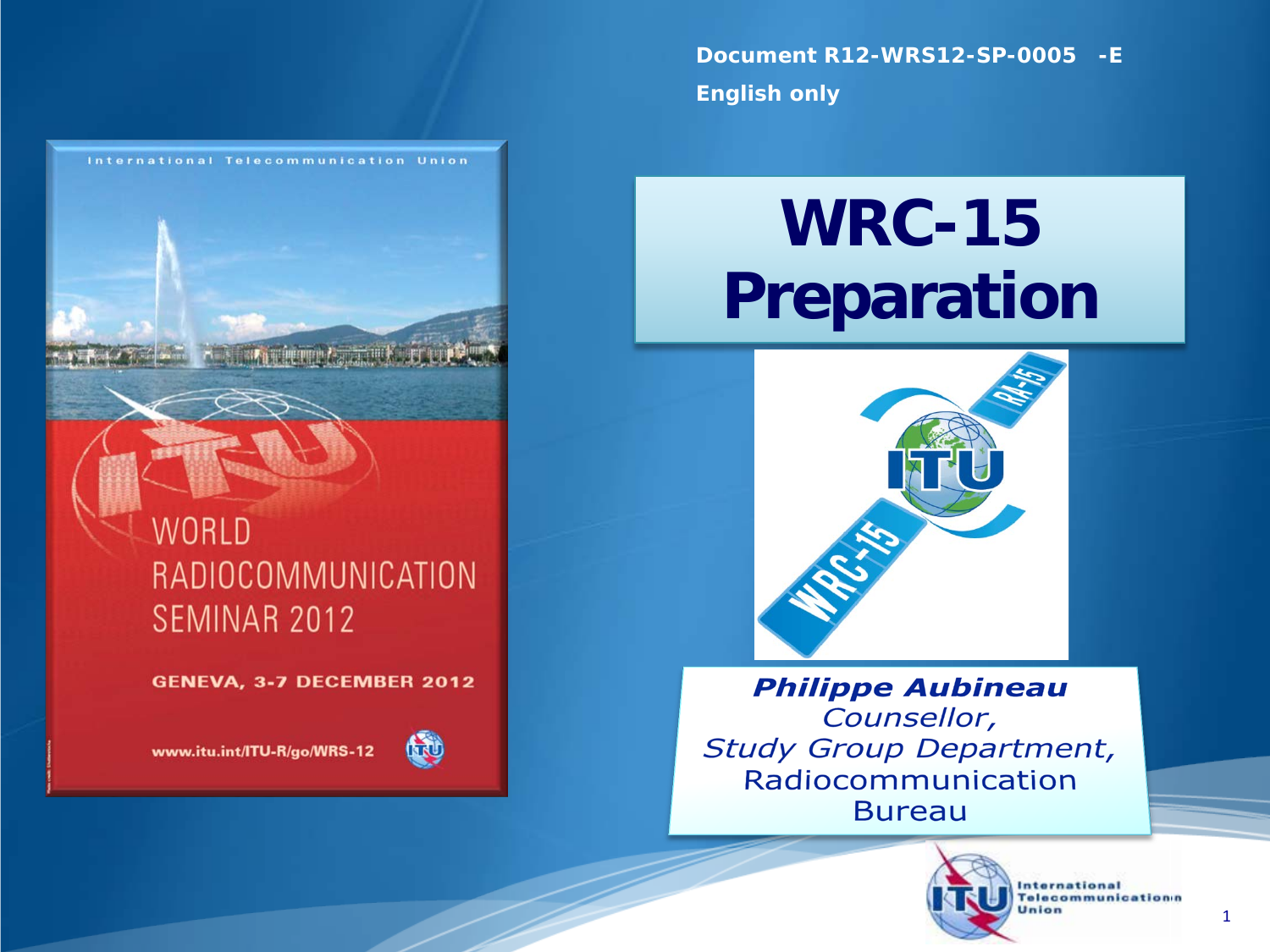**Document R12-WRS12-SP-0005 -E**

**English only**

# WRC-15 Preparation

***Philippe Aubineau***

*Counsellor,*

*Study Group Department,*

Radiocommunication Bureau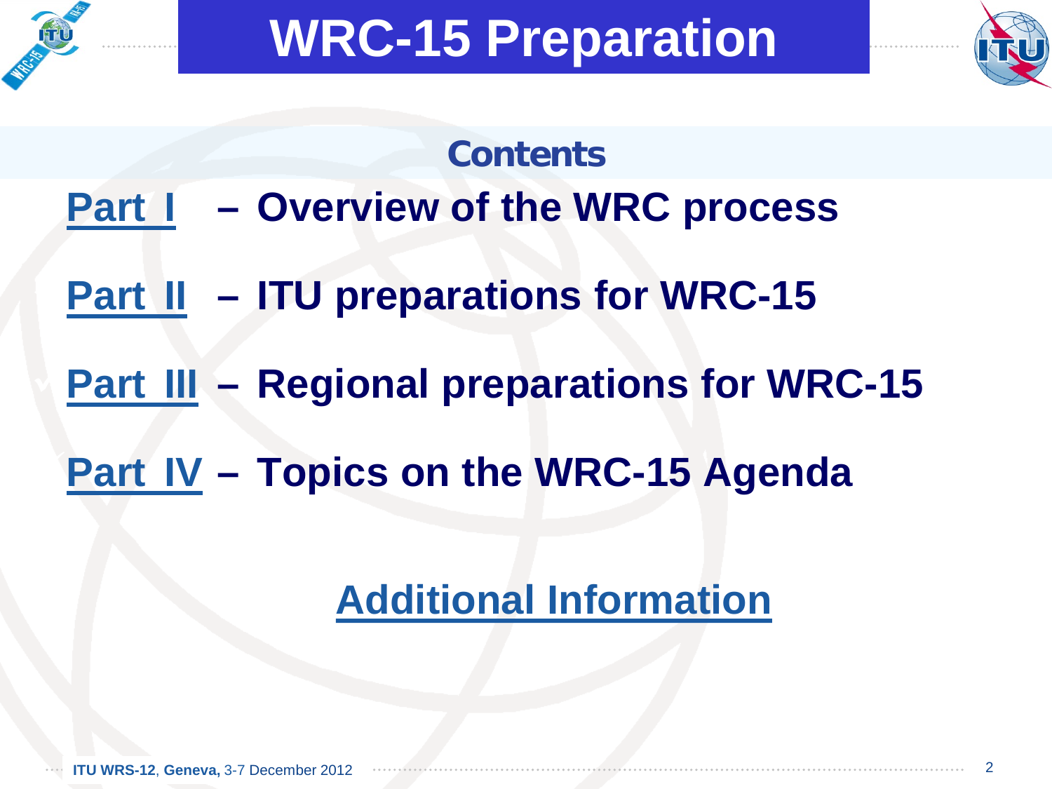# WRC-15 Preparation

## Contents

**Part I – Overview of the WRC process**

**Part II – ITU preparations for WRC-15**

**Part III – Regional preparations for WRC-15**

**Part IV – Topics on the WRC-15 Agenda**

**Additional Information**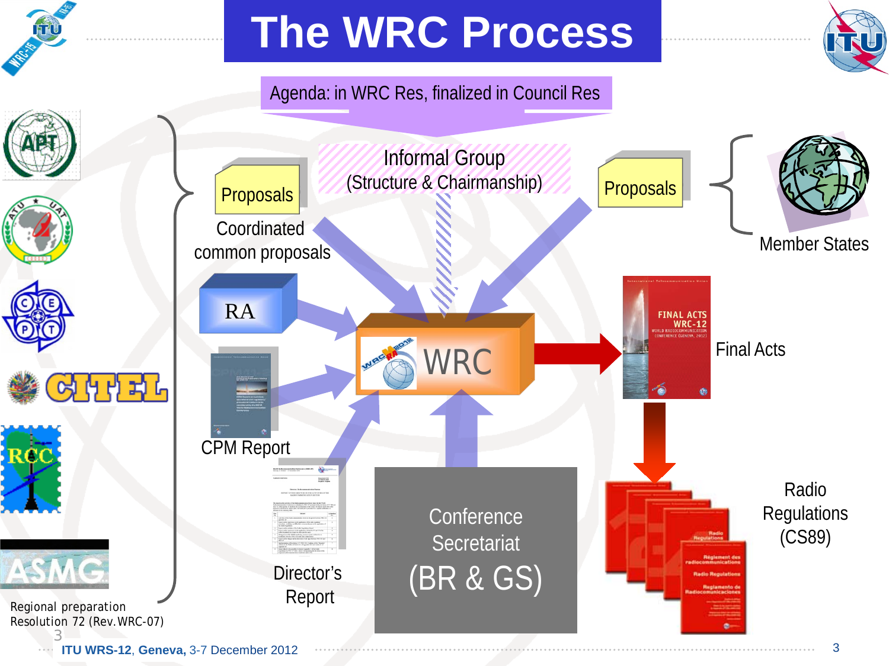# The WRC Process

Agenda: in WRC Res, finalized in Council Res

Informal Group (Structure & Chairmanship)

Proposals

Coordinated common proposals

Proposals

Member States

RA

WRC

Final Acts

CPM Report

Director's Report

Conference Secretariat (BR & GS)

Radio Regulations (CS89)

Regional preparation Resolution 72 (Rev.WRC-07)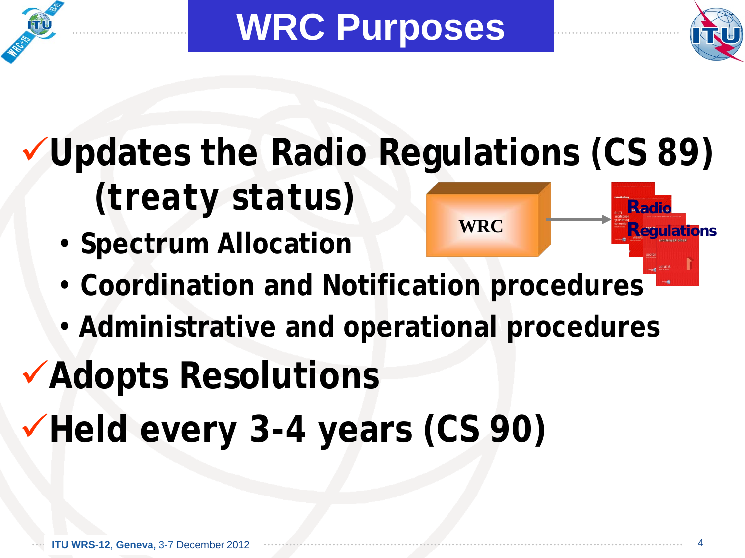# WRC Purposes

- ✓ **Updates the Radio Regulations (CS 89) (treaty status)**
  - Spectrum Allocation
  - Coordination and Notification procedures
  - Administrative and operational procedures
- ✓ **Adopts Resolutions**
- ✓ **Held every 3-4 years (CS 90)**

WRC → Radio Regulations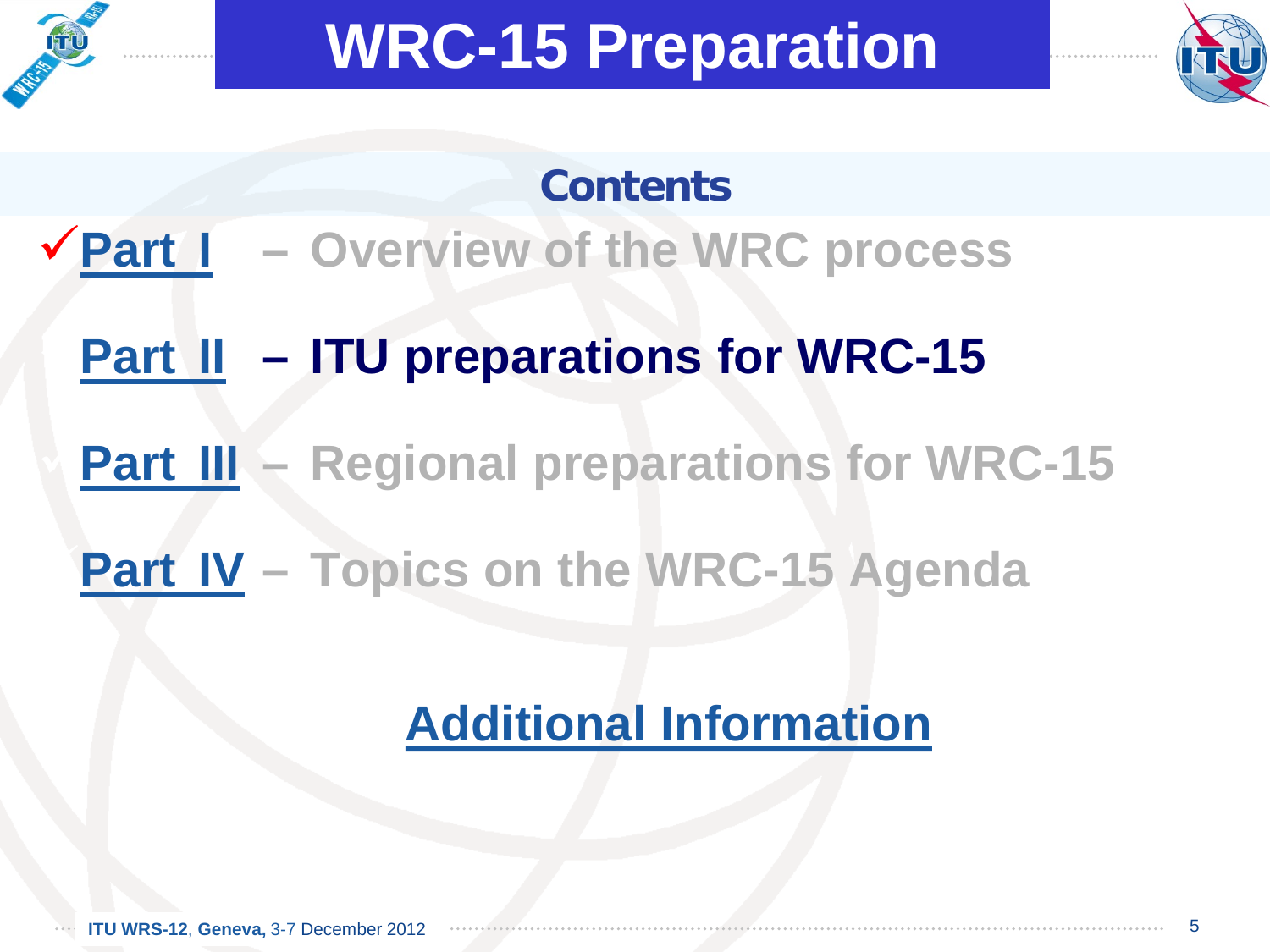# WRC-15 Preparation

## Contents

✓**Part I** – Overview of the WRC process

**Part II** – **ITU preparations for WRC-15**

**Part III** – Regional preparations for WRC-15

**Part IV** – Topics on the WRC-15 Agenda

**Additional Information**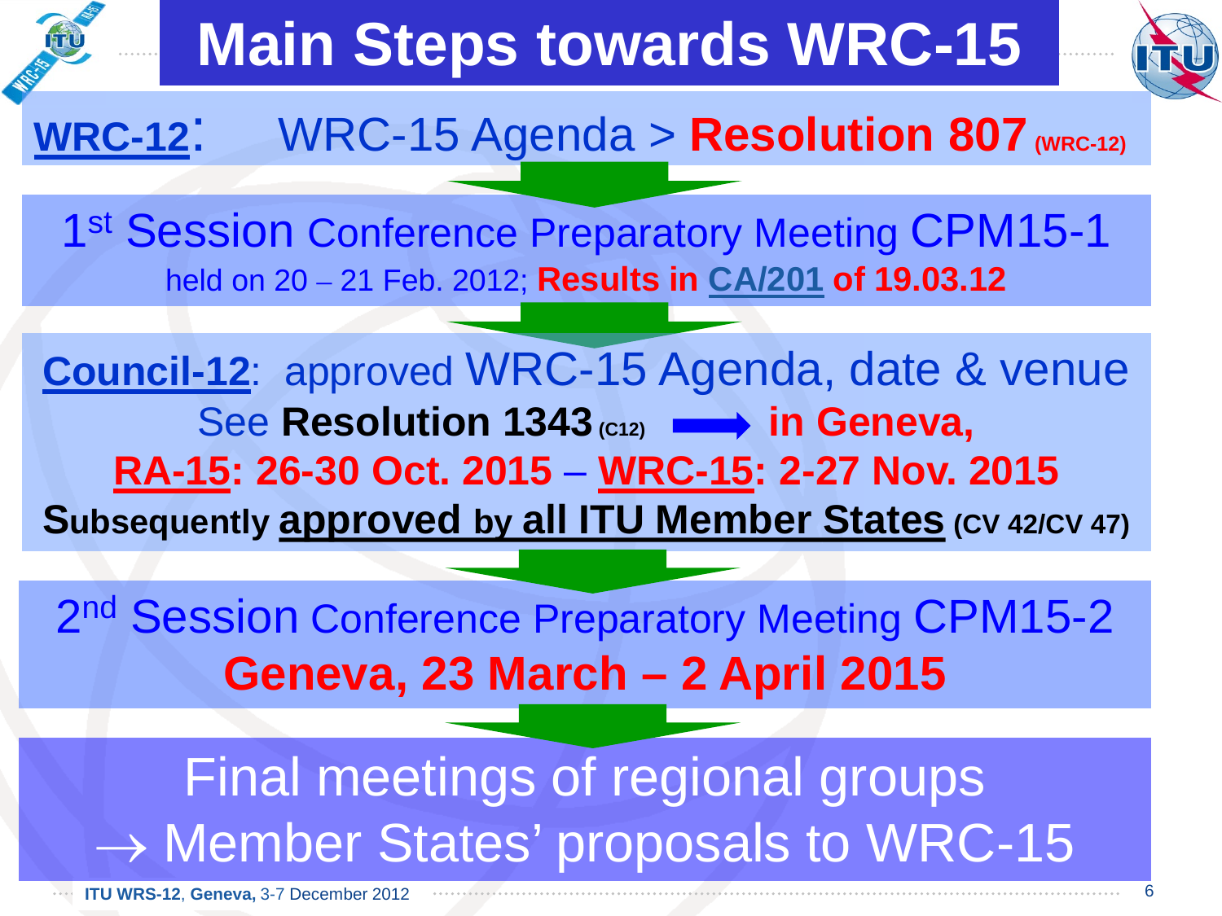# Main Steps towards WRC-15

**WRC-12**: WRC-15 Agenda > **Resolution 807 (WRC-12)**

1st Session Conference Preparatory Meeting CPM15-1
held on 20 – 21 Feb. 2012; **Results in CA/201 of 19.03.12**

**Council-12**: approved WRC-15 Agenda, date & venue
See **Resolution 1343 (C12)** ⟶ **in Geneva,**
**RA-15: 26-30 Oct. 2015** – **WRC-15: 2-27 Nov. 2015**
**Subsequently approved by all ITU Member States (CV 42/CV 47)**

2nd Session Conference Preparatory Meeting CPM15-2
**Geneva, 23 March – 2 April 2015**

Final meetings of regional groups
→ Member States' proposals to WRC-15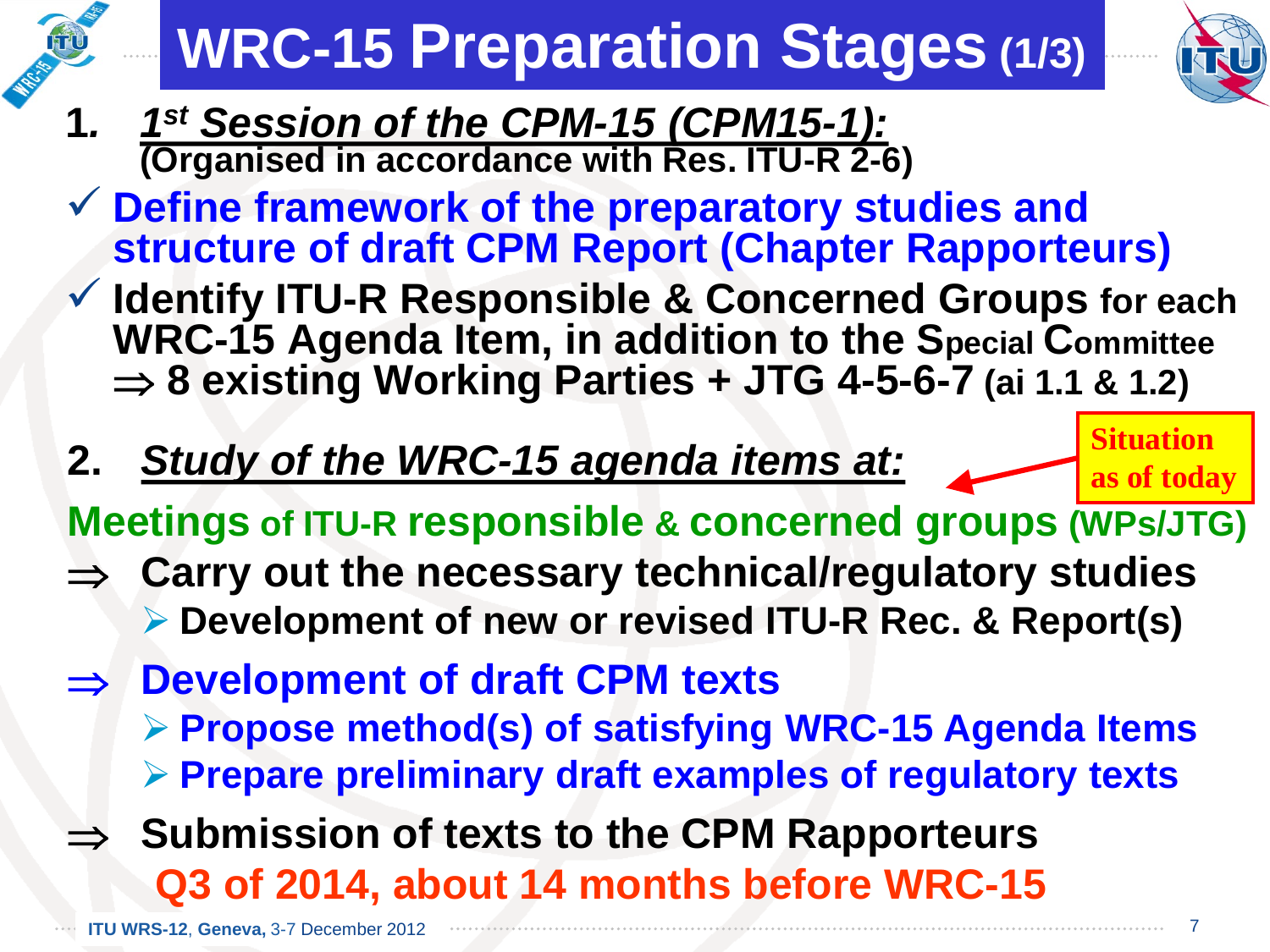# WRC-15 Preparation Stages (1/3)

1. ***1st Session of the CPM-15 (CPM15-1):***
   **(Organised in accordance with Res. ITU-R 2-6)**

- ✓ **Define framework of the preparatory studies and structure of draft CPM Report (Chapter Rapporteurs)**
- ✓ **Identify ITU-R Responsible & Concerned Groups for each WRC-15 Agenda Item, in addition to the Special Committee ⇒ 8 existing Working Parties + JTG 4-5-6-7 (ai 1.1 & 1.2)**

2. ***Study of the WRC-15 agenda items at:***

**Situation as of today**

**Meetings of ITU-R responsible & concerned groups (WPs/JTG)**

- ⇒ **Carry out the necessary technical/regulatory studies**
  - ➢ **Development of new or revised ITU-R Rec. & Report(s)**
- ⇒ **Development of draft CPM texts**
  - ➢ **Propose method(s) of satisfying WRC-15 Agenda Items**
  - ➢ **Prepare preliminary draft examples of regulatory texts**
- ⇒ **Submission of texts to the CPM Rapporteurs**
  **Q3 of 2014, about 14 months before WRC-15**

ITU WRS-12, Geneva, 3-7 December 2012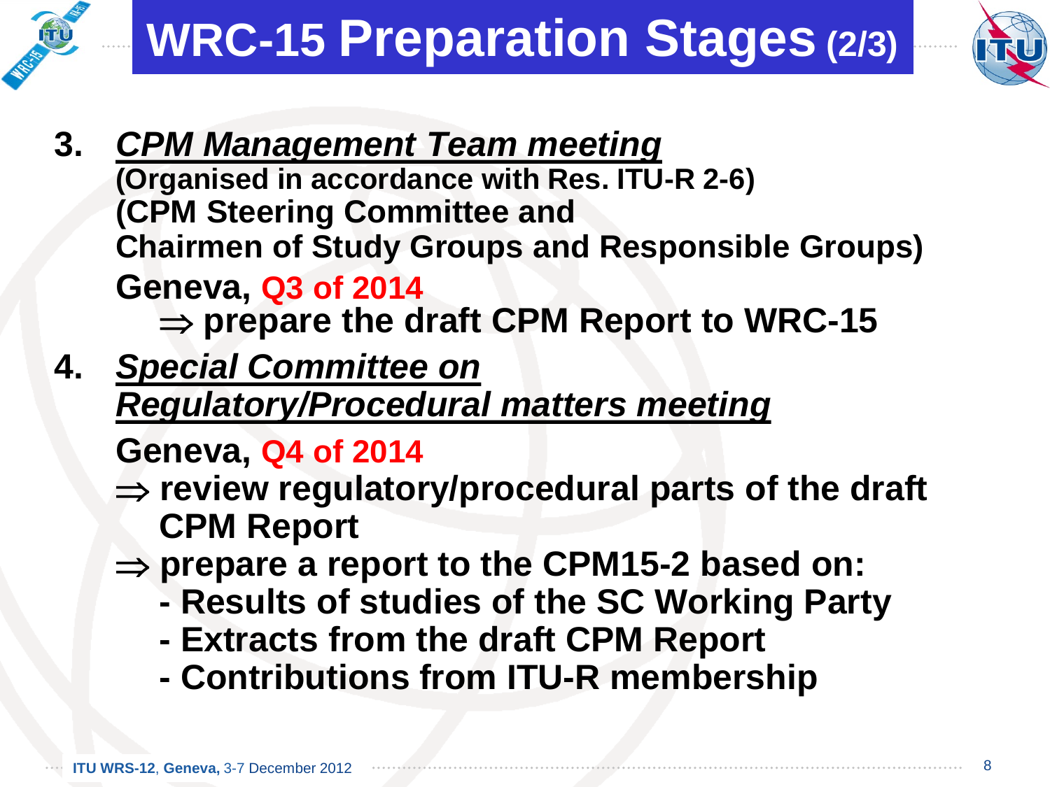# WRC-15 Preparation Stages (2/3)

3. ***CPM Management Team meeting***
   **(Organised in accordance with Res. ITU-R 2-6)**
   **(CPM Steering Committee and**
   **Chairmen of Study Groups and Responsible Groups)**
   **Geneva, Q3 of 2014**
   **⇒ prepare the draft CPM Report to WRC-15**

4. ***Special Committee on Regulatory/Procedural matters meeting***
   **Geneva, Q4 of 2014**
   **⇒ review regulatory/procedural parts of the draft CPM Report**
   **⇒ prepare a report to the CPM15-2 based on:**
   - **Results of studies of the SC Working Party**
   - **Extracts from the draft CPM Report**
   - **Contributions from ITU-R membership**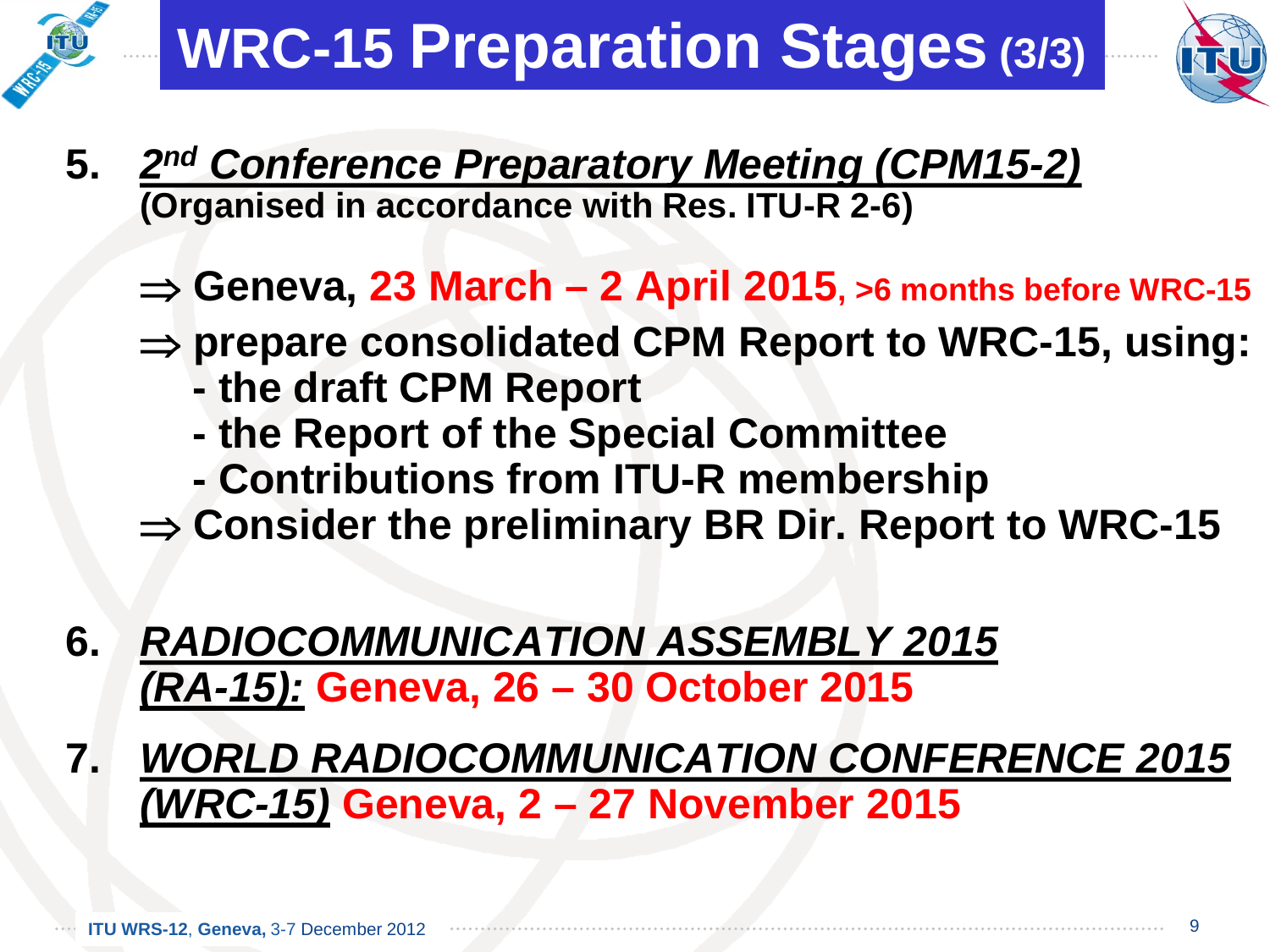# WRC-15 Preparation Stages (3/3)

5. ***2nd Conference Preparatory Meeting (CPM15-2)***
   **(Organised in accordance with Res. ITU-R 2-6)**

   ⇒ **Geneva, 23 March – 2 April 2015, >6 months before WRC-15**

   ⇒ **prepare consolidated CPM Report to WRC-15, using:**
   - **the draft CPM Report**
   - **the Report of the Special Committee**
   - **Contributions from ITU-R membership**

   ⇒ **Consider the preliminary BR Dir. Report to WRC-15**

6. ***RADIOCOMMUNICATION ASSEMBLY 2015 (RA-15):*** **Geneva, 26 – 30 October 2015**

7. ***WORLD RADIOCOMMUNICATION CONFERENCE 2015 (WRC-15)*** **Geneva, 2 – 27 November 2015**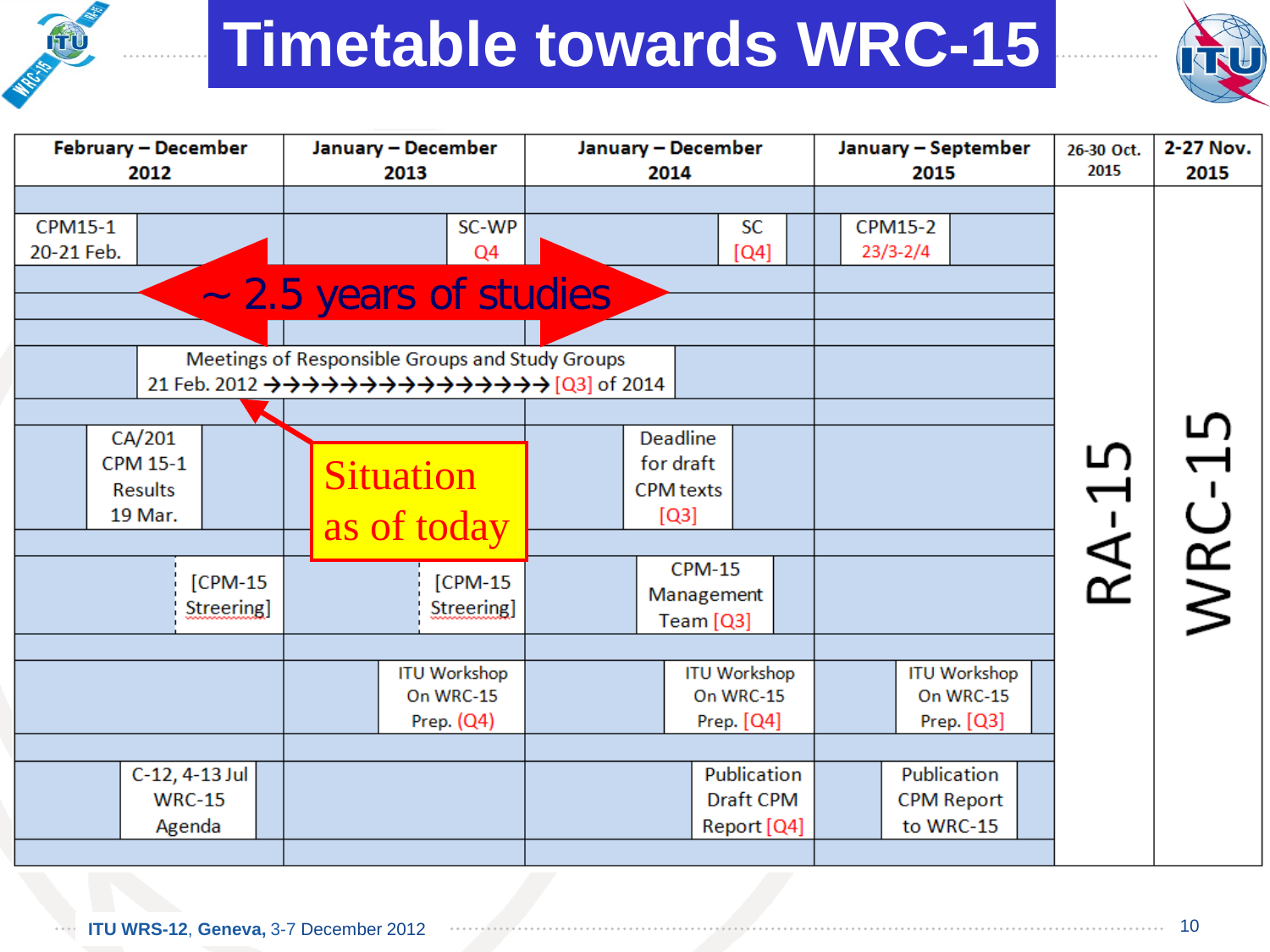# Timetable towards WRC-15

| February – December 2012 | January – December 2013 | January – December 2014 | January – September 2015 | 26-30 Oct. 2015 | 2-27 Nov. 2015 |
|---|---|---|---|---|---|
| CPM15-1 20-21 Feb. | SC-WP Q4 | SC [Q4] | CPM15-2 23/3-2/4 | RA-15 | WRC-15 |
| ~ 2.5 years of studies | | | | | |
| Meetings of Responsible Groups and Study Groups 21 Feb. 2012 →→→→→→→→→→→→→→→ [Q3] of 2014 | | | | | |
| CA/201 CPM 15-1 Results 19 Mar. | | Deadline for draft CPM texts [Q3] | | | |
| [CPM-15 Streering] | [CPM-15 Streering] | CPM-15 Management Team [Q3] | | | |
| | ITU Workshop On WRC-15 Prep. (Q4) | ITU Workshop On WRC-15 Prep. [Q4] | ITU Workshop On WRC-15 Prep. [Q3] | | |
| C-12, 4-13 Jul WRC-15 Agenda | | Publication Draft CPM Report [Q4] | Publication CPM Report to WRC-15 | | |

Situation as of today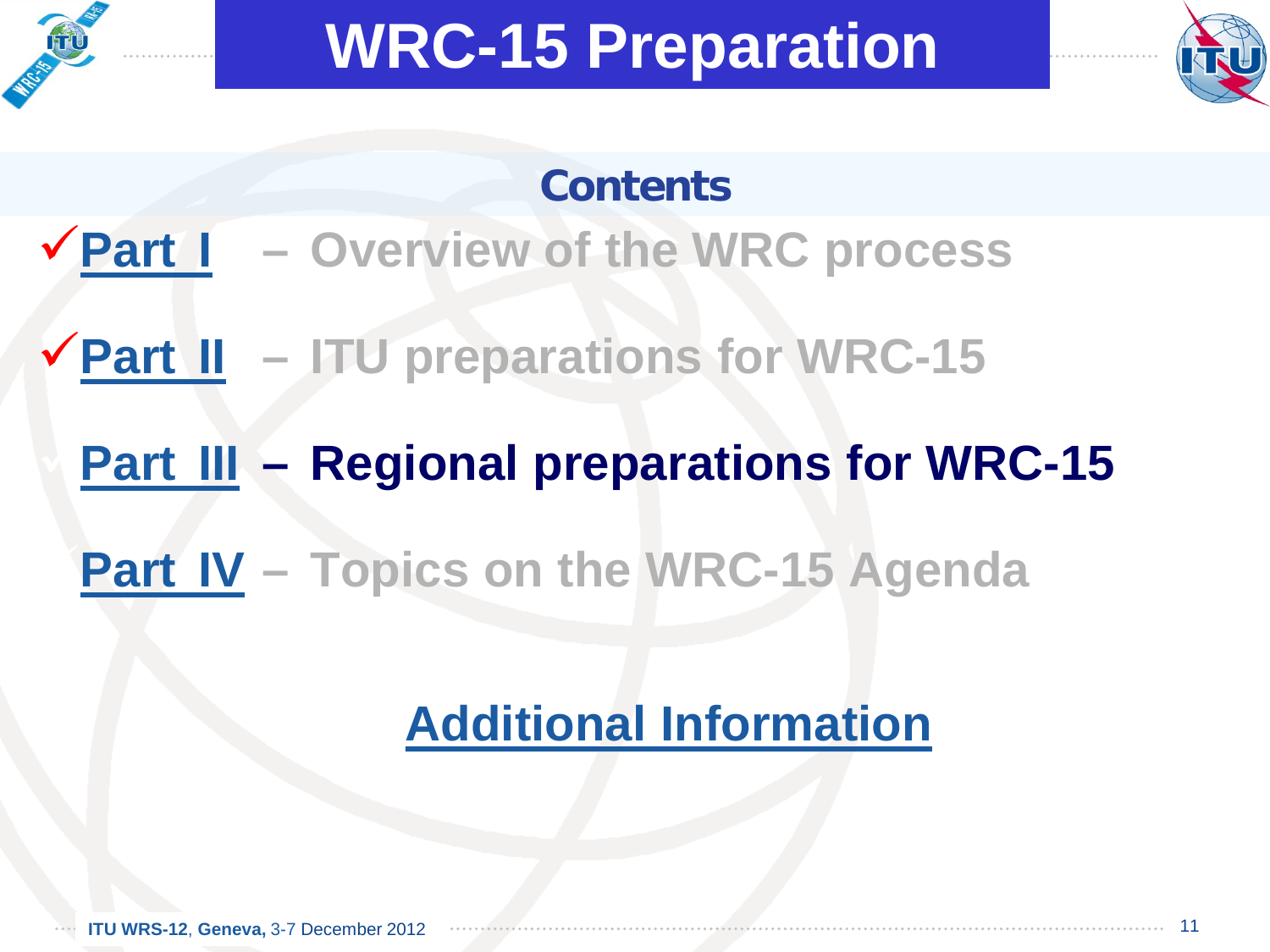# WRC-15 Preparation

## Contents

- ✓ Part I – Overview of the WRC process
- ✓ Part II – ITU preparations for WRC-15
- Part III – Regional preparations for WRC-15
- Part IV – Topics on the WRC-15 Agenda

Additional Information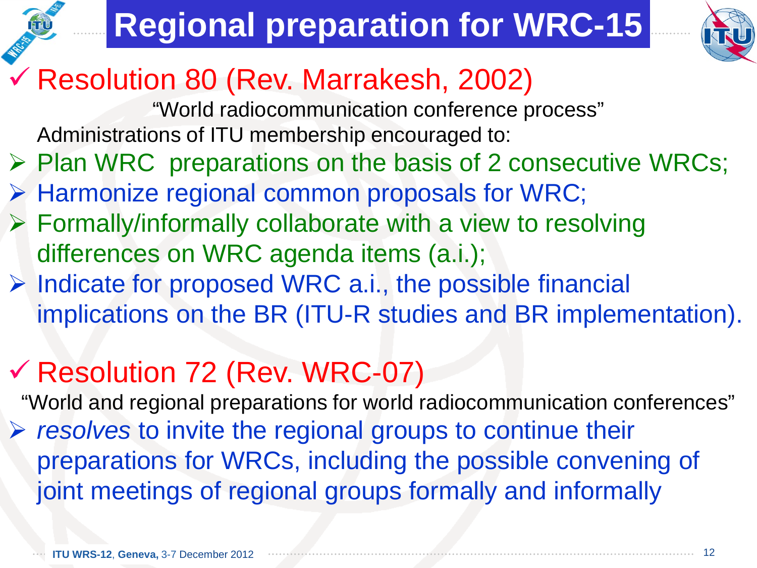# Regional preparation for WRC-15

## ✓ Resolution 80 (Rev. Marrakesh, 2002)

"World radiocommunication conference process"

Administrations of ITU membership encouraged to:

- Plan WRC preparations on the basis of 2 consecutive WRCs;
- Harmonize regional common proposals for WRC;
- Formally/informally collaborate with a view to resolving differences on WRC agenda items (a.i.);
- Indicate for proposed WRC a.i., the possible financial implications on the BR (ITU-R studies and BR implementation).

## ✓ Resolution 72 (Rev. WRC-07)

"World and regional preparations for world radiocommunication conferences"

- *resolves* to invite the regional groups to continue their preparations for WRCs, including the possible convening of joint meetings of regional groups formally and informally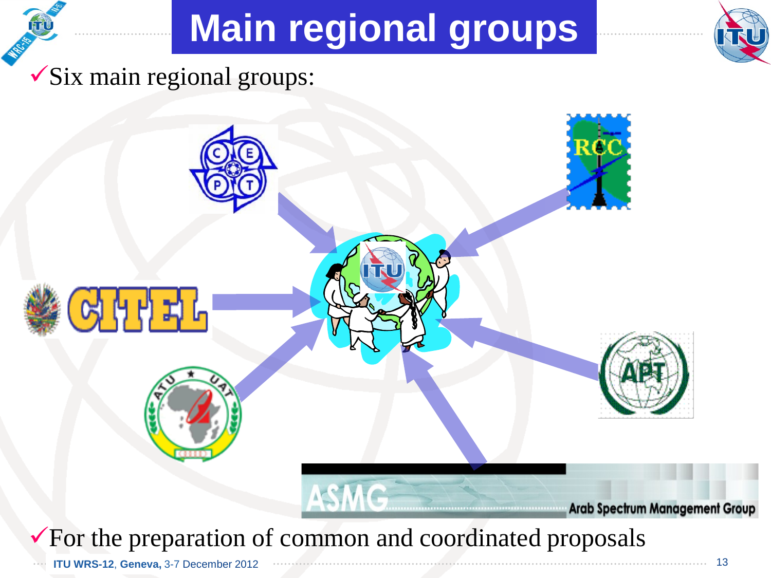# Main regional groups

- Six main regional groups:

CEPT

RCC

CITEL

ATU

APT

ASMG – Arab Spectrum Management Group

- For the preparation of common and coordinated proposals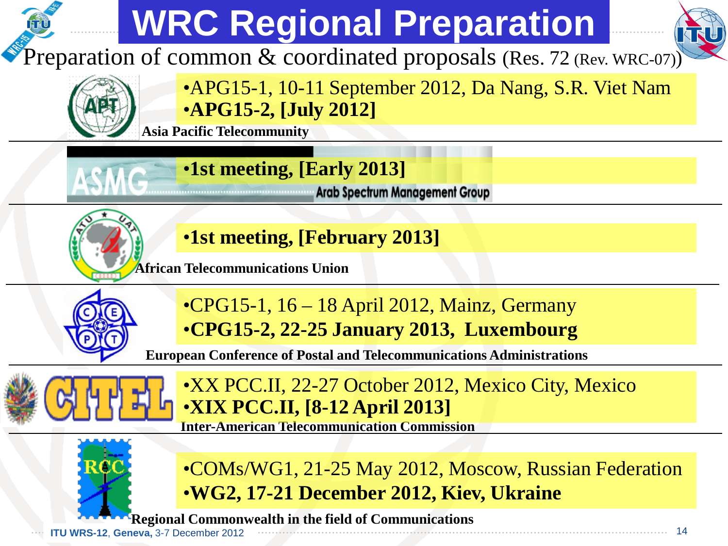# WRC Regional Preparation

Preparation of common & coordinated proposals (Res. 72 (Rev. WRC-07))

**Asia Pacific Telecommunity**

- APG15-1, 10-11 September 2012, Da Nang, S.R. Viet Nam
- **APG15-2, [July 2012]**

**Arab Spectrum Management Group**

- **1st meeting, [Early 2013]**

**African Telecommunications Union**

- **1st meeting, [February 2013]**

**European Conference of Postal and Telecommunications Administrations**

- CPG15-1, 16 – 18 April 2012, Mainz, Germany
- **CPG15-2, 22-25 January 2013, Luxembourg**

**Inter-American Telecommunication Commission**

- XX PCC.II, 22-27 October 2012, Mexico City, Mexico
- **XIX PCC.II, [8-12 April 2013]**

**Regional Commonwealth in the field of Communications**

- COMs/WG1, 21-25 May 2012, Moscow, Russian Federation
- **WG2, 17-21 December 2012, Kiev, Ukraine**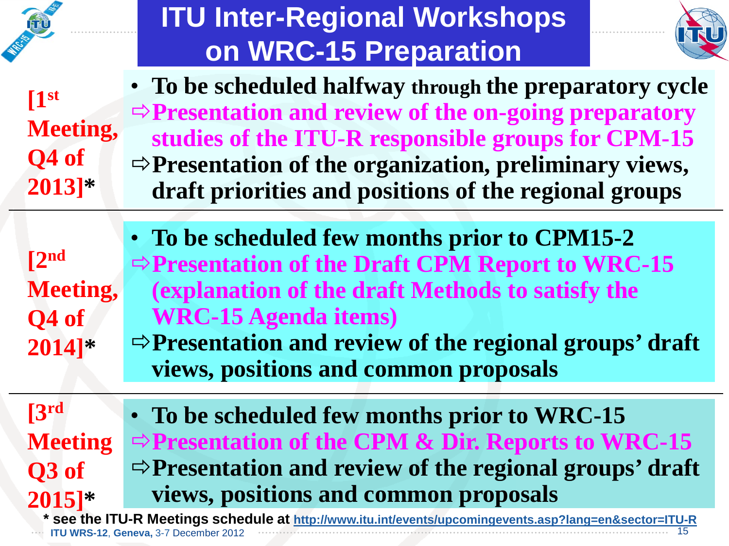# ITU Inter-Regional Workshops on WRC-15 Preparation

**[1[st] Meeting, Q4 of 2013]***

- **To be scheduled halfway through the preparatory cycle**
  - ⇨ **Presentation and review of the on-going preparatory studies of the ITU-R responsible groups for CPM-15**
  - ⇨ **Presentation of the organization, preliminary views, draft priorities and positions of the regional groups**

**[2[nd] Meeting, Q4 of 2014]***

- **To be scheduled few months prior to CPM15-2**
  - ⇨ **Presentation of the Draft CPM Report to WRC-15 (explanation of the draft Methods to satisfy the WRC-15 Agenda items)**
  - ⇨ **Presentation and review of the regional groups' draft views, positions and common proposals**

**[3[rd] Meeting Q3 of 2015]***

- **To be scheduled few months prior to WRC-15**
  - ⇨ **Presentation of the CPM & Dir. Reports to WRC-15**
  - ⇨ **Presentation and review of the regional groups' draft views, positions and common proposals**

**\* see the ITU-R Meetings schedule at** http://www.itu.int/events/upcomingevents.asp?lang=en&sector=ITU-R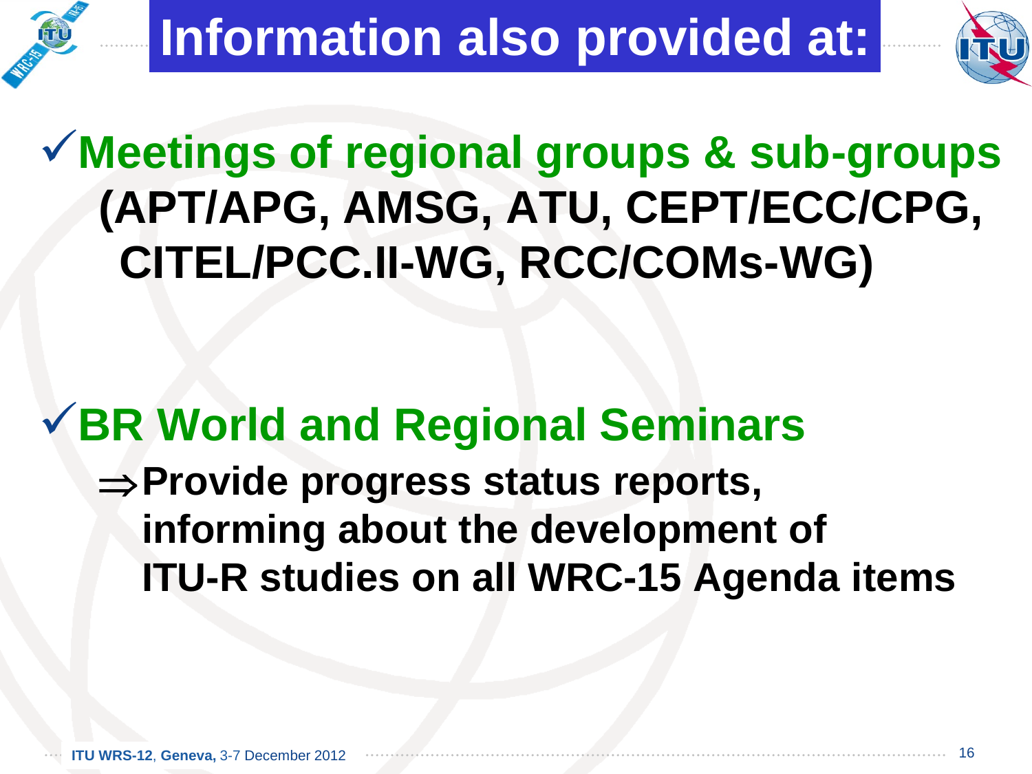# Information also provided at:

- ✓**Meetings of regional groups & sub-groups**
  **(APT/APG, AMSG, ATU, CEPT/ECC/CPG, CITEL/PCC.II-WG, RCC/COMs-WG)**

- ✓**BR World and Regional Seminars**
  - ⇒**Provide progress status reports, informing about the development of ITU-R studies on all WRC-15 Agenda items**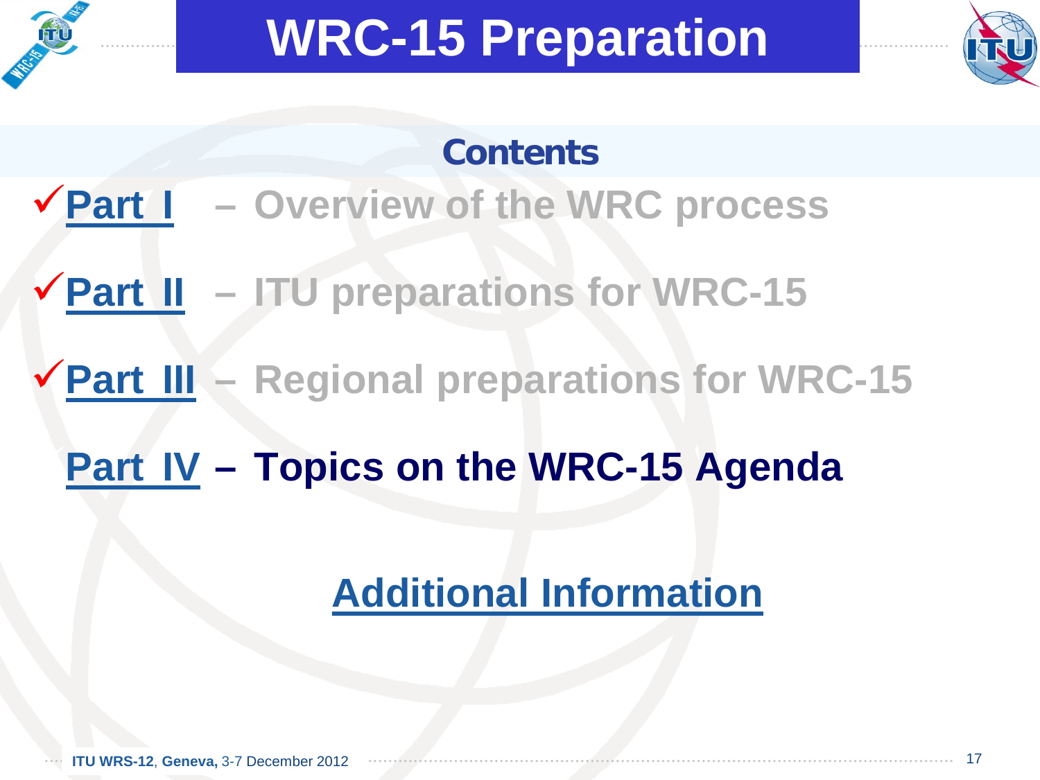# WRC-15 Preparation

## Contents

- ✓**Part I** – Overview of the WRC process
- ✓**Part II** – ITU preparations for WRC-15
- ✓**Part III** – Regional preparations for WRC-15
- **Part IV** – **Topics on the WRC-15 Agenda**

**Additional Information**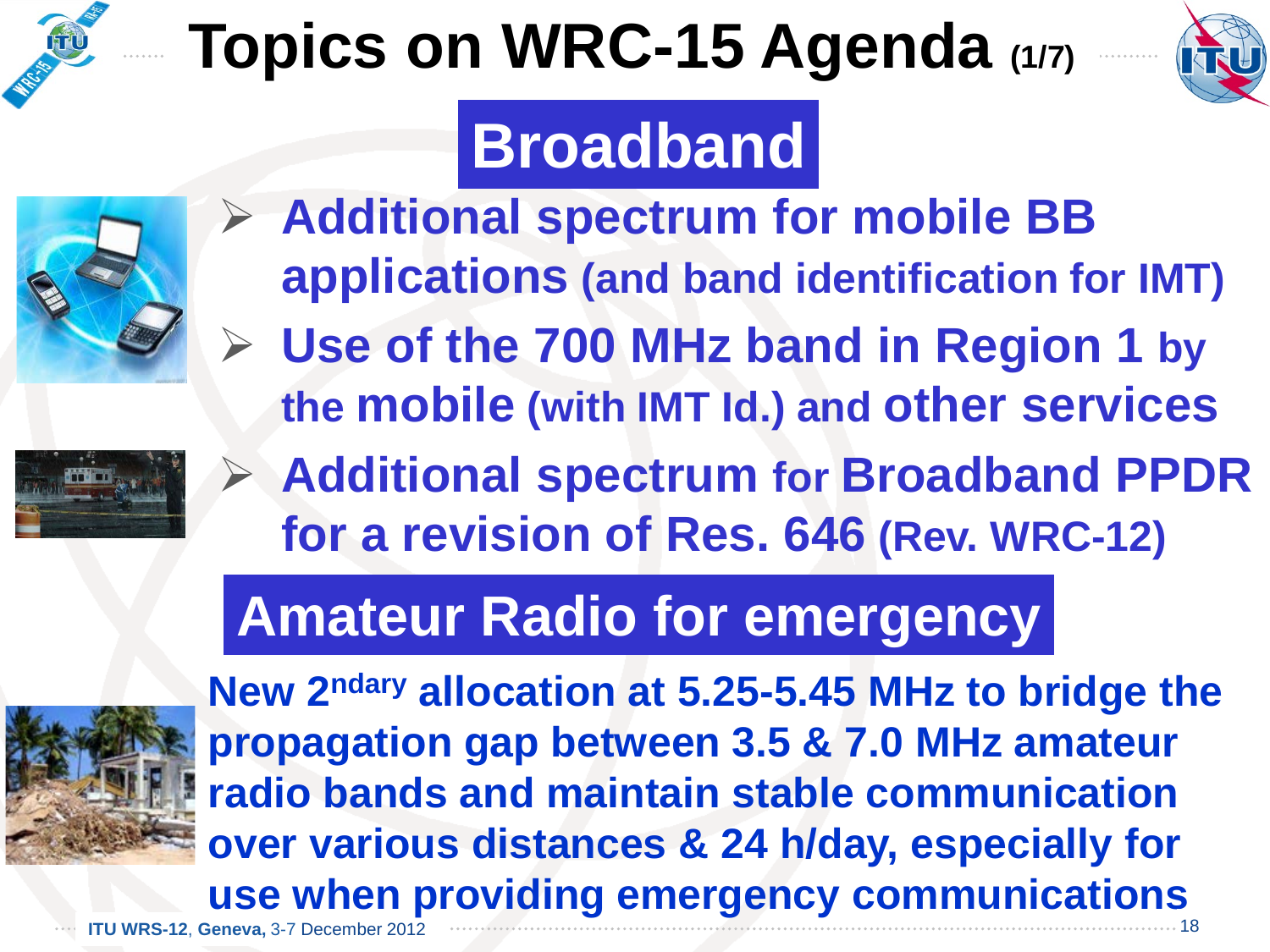# Topics on WRC-15 Agenda (1/7)

## Broadband

- **Additional spectrum for mobile BB applications (and band identification for IMT)**
- **Use of the 700 MHz band in Region 1 by the mobile (with IMT Id.) and other services**
- **Additional spectrum for Broadband PPDR for a revision of Res. 646 (Rev. WRC-12)**

## Amateur Radio for emergency

**New 2ndary allocation at 5.25-5.45 MHz to bridge the propagation gap between 3.5 & 7.0 MHz amateur radio bands and maintain stable communication over various distances & 24 h/day, especially for use when providing emergency communications**

**ITU WRS-12**, **Geneva,** 3-7 December 2012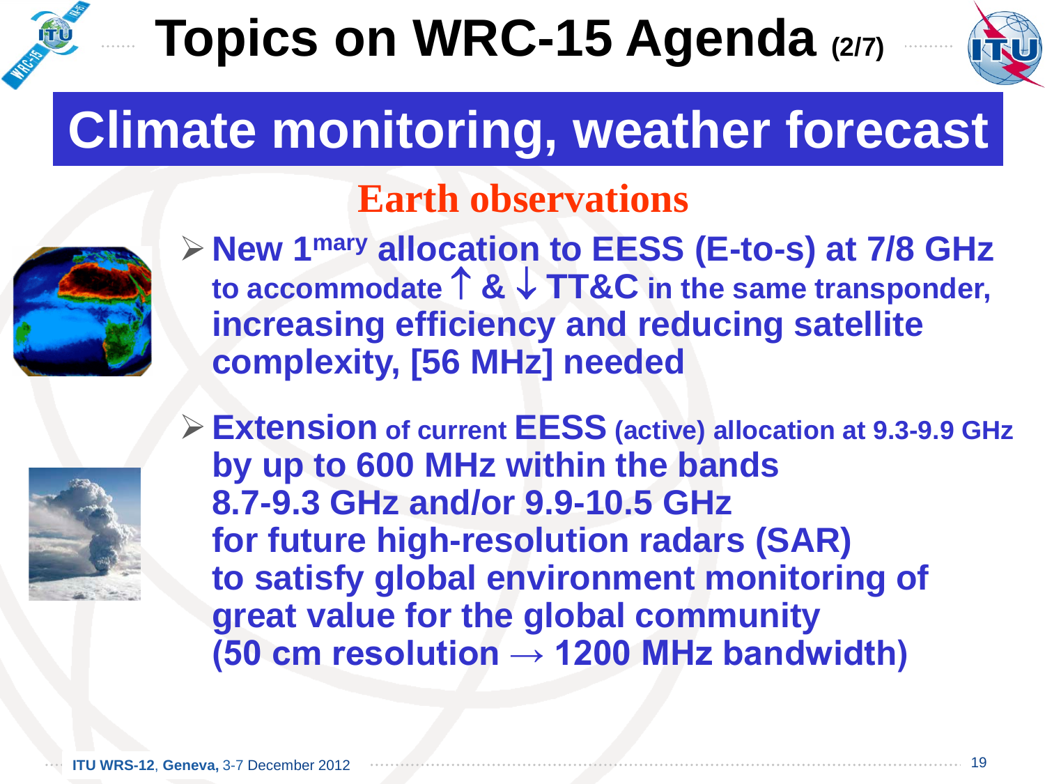# Topics on WRC-15 Agenda (2/7)

## Climate monitoring, weather forecast

### Earth observations

- **New 1[mary] allocation to EESS (E-to-s) at 7/8 GHz to accommodate ↑ & ↓ TT&C in the same transponder, increasing efficiency and reducing satellite complexity, [56 MHz] needed**

- **Extension of current EESS (active) allocation at 9.3-9.9 GHz by up to 600 MHz within the bands 8.7-9.3 GHz and/or 9.9-10.5 GHz for future high-resolution radars (SAR) to satisfy global environment monitoring of great value for the global community (50 cm resolution → 1200 MHz bandwidth)**

ITU WRS-12, Geneva, 3-7 December 2012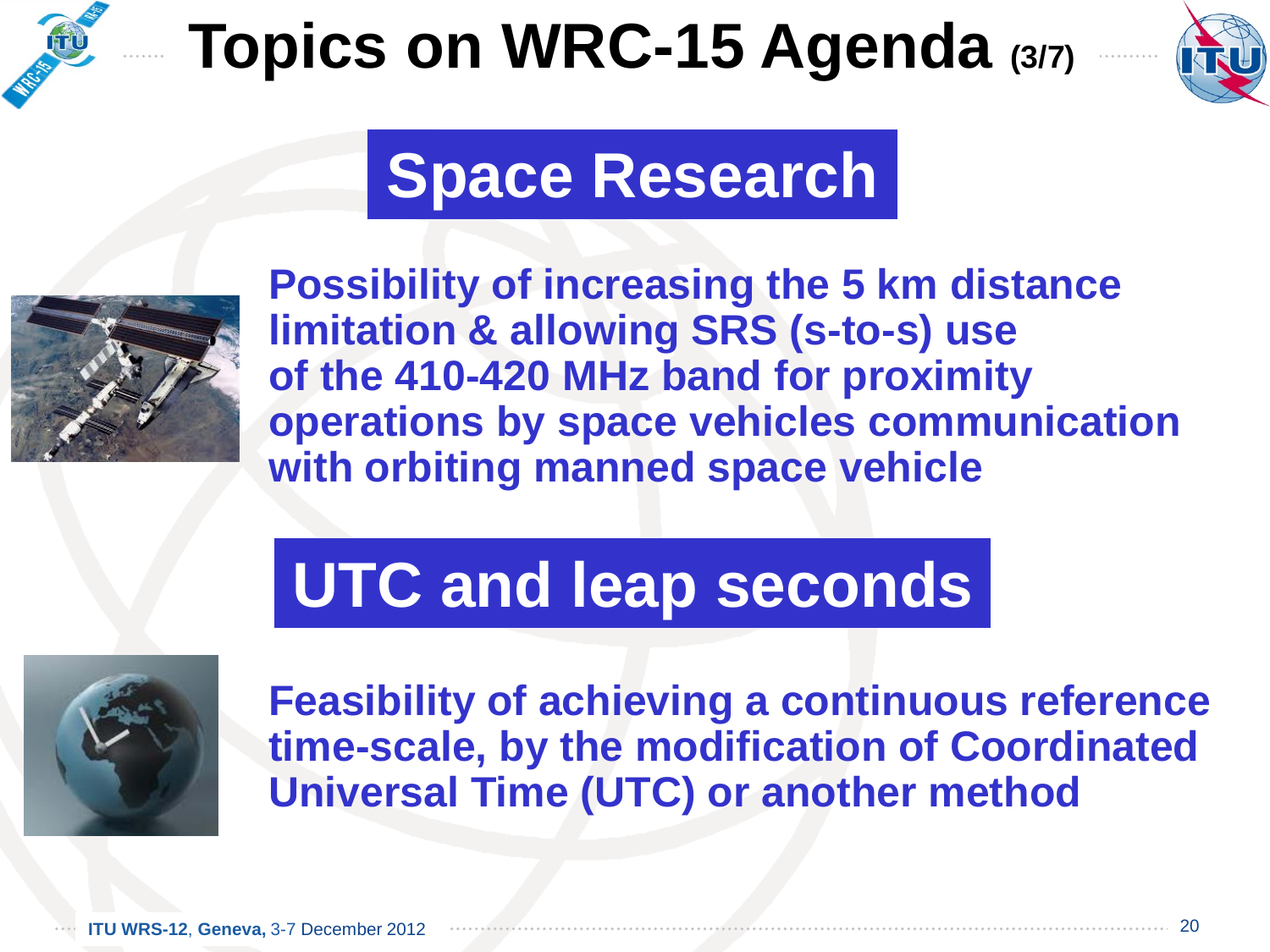# Topics on WRC-15 Agenda (3/7)

## Space Research

Possibility of increasing the 5 km distance limitation & allowing SRS (s-to-s) use of the 410-420 MHz band for proximity operations by space vehicles communication with orbiting manned space vehicle

## UTC and leap seconds

Feasibility of achieving a continuous reference time-scale, by the modification of Coordinated Universal Time (UTC) or another method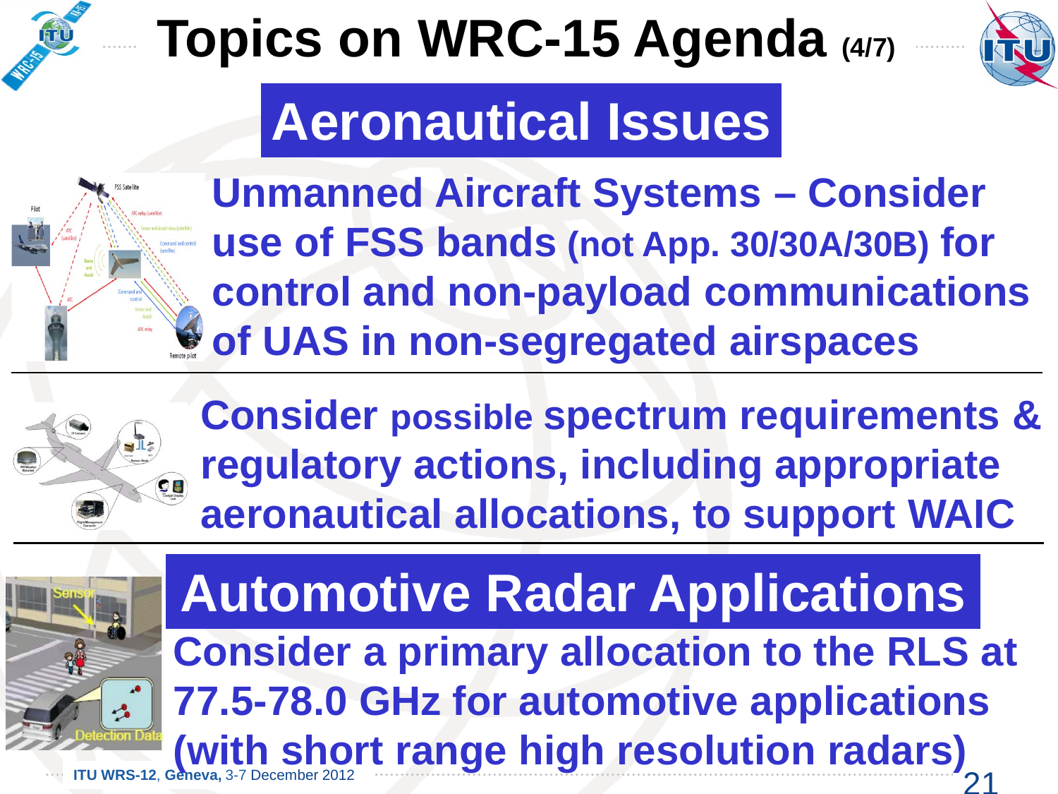# Topics on WRC-15 Agenda (4/7)

## Aeronautical Issues

**Unmanned Aircraft Systems – Consider use of FSS bands (not App. 30/30A/30B) for control and non-payload communications of UAS in non-segregated airspaces**

**Consider possible spectrum requirements & regulatory actions, including appropriate aeronautical allocations, to support WAIC**

## Automotive Radar Applications

**Consider a primary allocation to the RLS at 77.5-78.0 GHz for automotive applications (with short range high resolution radars)**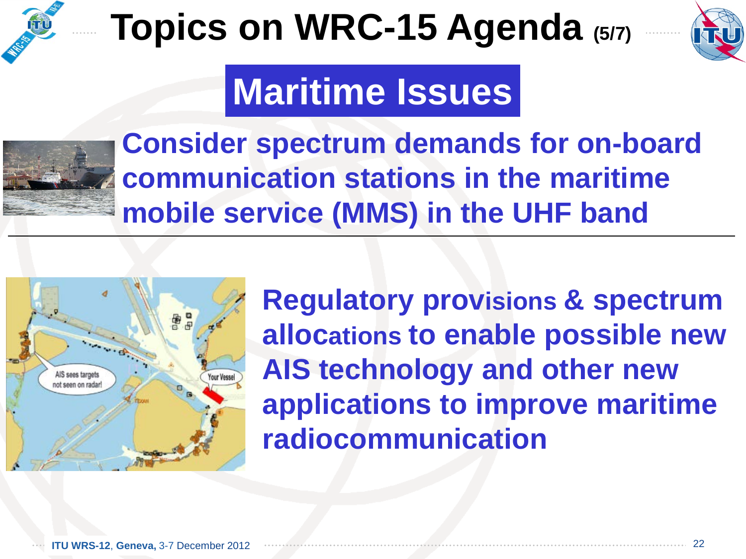# Topics on WRC-15 Agenda (5/7)

## Maritime Issues

**Consider spectrum demands for on-board communication stations in the maritime mobile service (MMS) in the UHF band**

**Regulatory provisions & spectrum allocations to enable possible new AIS technology and other new applications to improve maritime radiocommunication**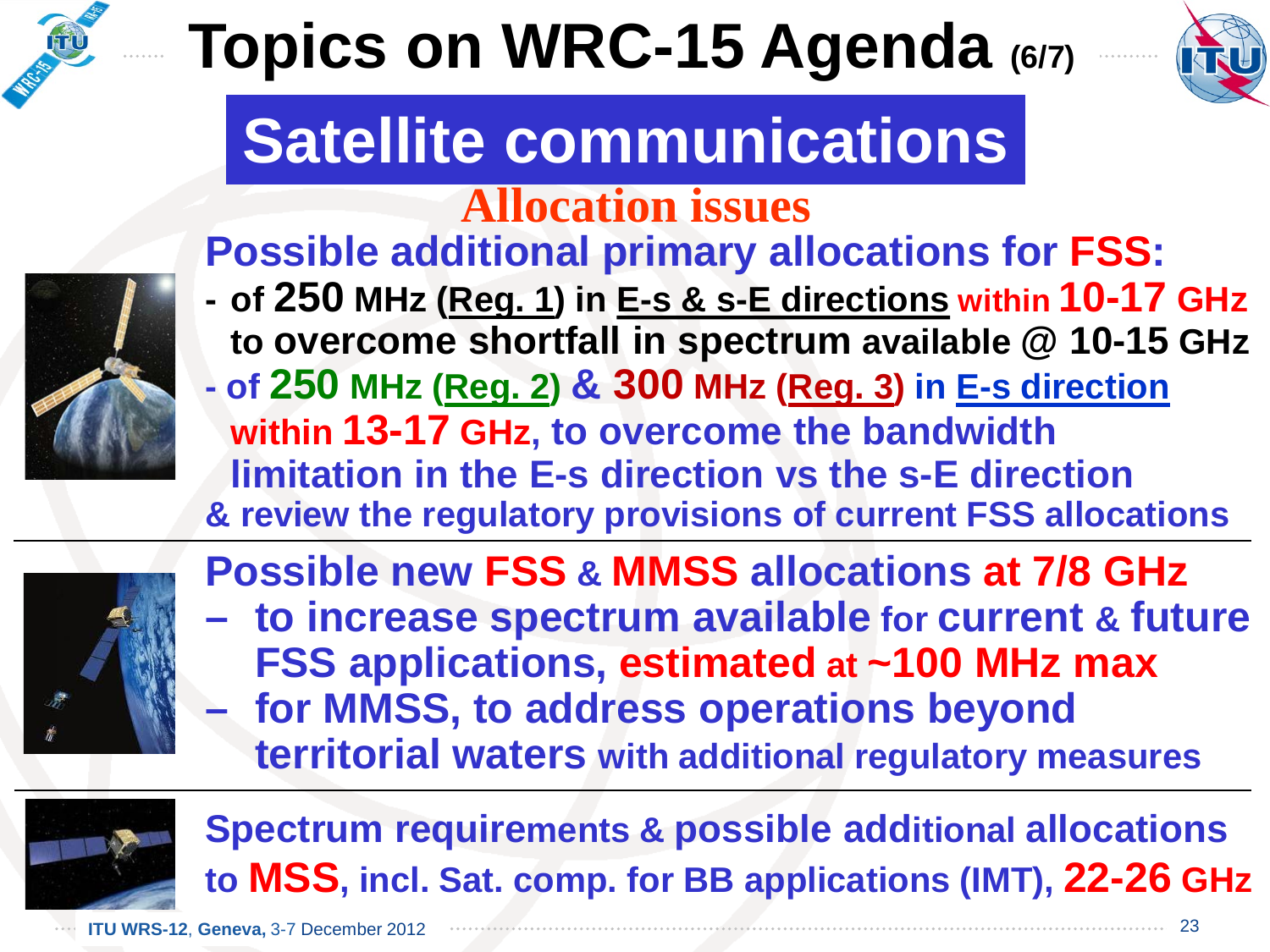# Topics on WRC-15 Agenda (6/7)

## Satellite communications

### Allocation issues

**Possible additional primary allocations for FSS:**

- of 250 MHz (Reg. 1) in E-s & s-E directions within 10-17 GHz to overcome shortfall in spectrum available @ 10-15 GHz
- of 250 MHz (Reg. 2) & 300 MHz (Reg. 3) in E-s direction within 13-17 GHz, to overcome the bandwidth limitation in the E-s direction vs the s-E direction

& review the regulatory provisions of current FSS allocations

---

**Possible new FSS & MMSS allocations at 7/8 GHz**

- to increase spectrum available for current & future FSS applications, estimated at ~100 MHz max
- for MMSS, to address operations beyond territorial waters with additional regulatory measures

---

**Spectrum requirements & possible additional allocations to MSS, incl. Sat. comp. for BB applications (IMT), 22-26 GHz**

ITU WRS-12, Geneva, 3-7 December 2012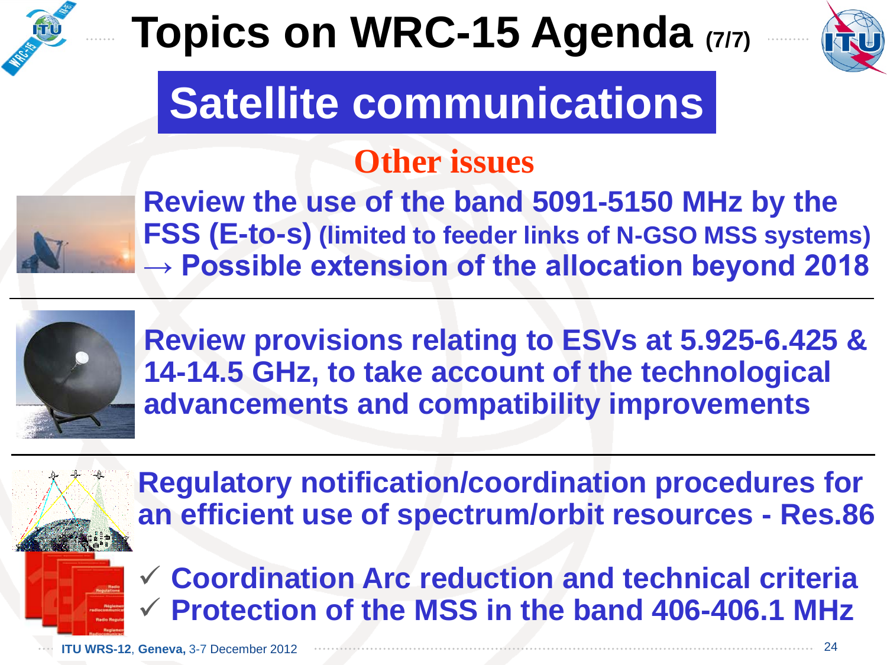# Topics on WRC-15 Agenda (7/7)

## Satellite communications

### Other issues

**Review the use of the band 5091-5150 MHz by the FSS (E-to-s) (limited to feeder links of N-GSO MSS systems) → Possible extension of the allocation beyond 2018**

---

**Review provisions relating to ESVs at 5.925-6.425 & 14-14.5 GHz, to take account of the technological advancements and compatibility improvements**

---

**Regulatory notification/coordination procedures for an efficient use of spectrum/orbit resources - Res.86**

- ✓ **Coordination Arc reduction and technical criteria**
- ✓ **Protection of the MSS in the band 406-406.1 MHz**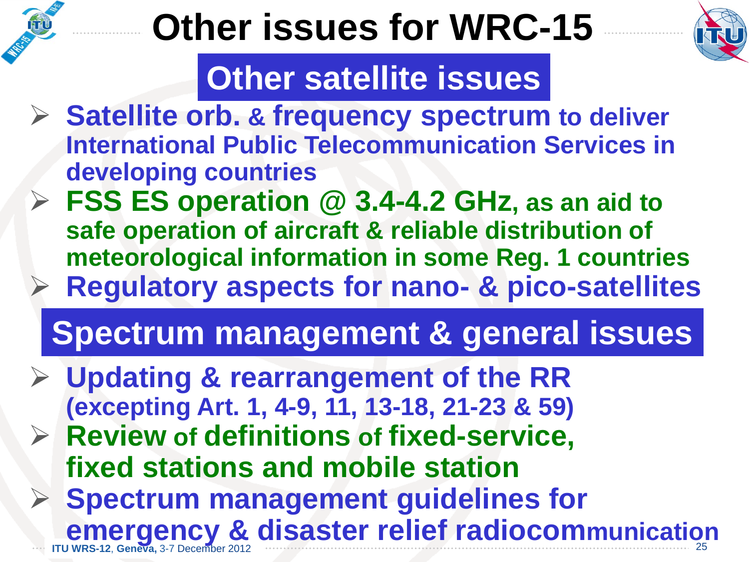# Other issues for WRC-15

## Other satellite issues

- **Satellite orb. & frequency spectrum to deliver International Public Telecommunication Services in developing countries**
- **FSS ES operation @ 3.4-4.2 GHz, as an aid to safe operation of aircraft & reliable distribution of meteorological information in some Reg. 1 countries**
- **Regulatory aspects for nano- & pico-satellites**

## Spectrum management & general issues

- **Updating & rearrangement of the RR (excepting Art. 1, 4-9, 11, 13-18, 21-23 & 59)**
- **Review of definitions of fixed-service, fixed stations and mobile station**
- **Spectrum management guidelines for emergency & disaster relief radiocommunication**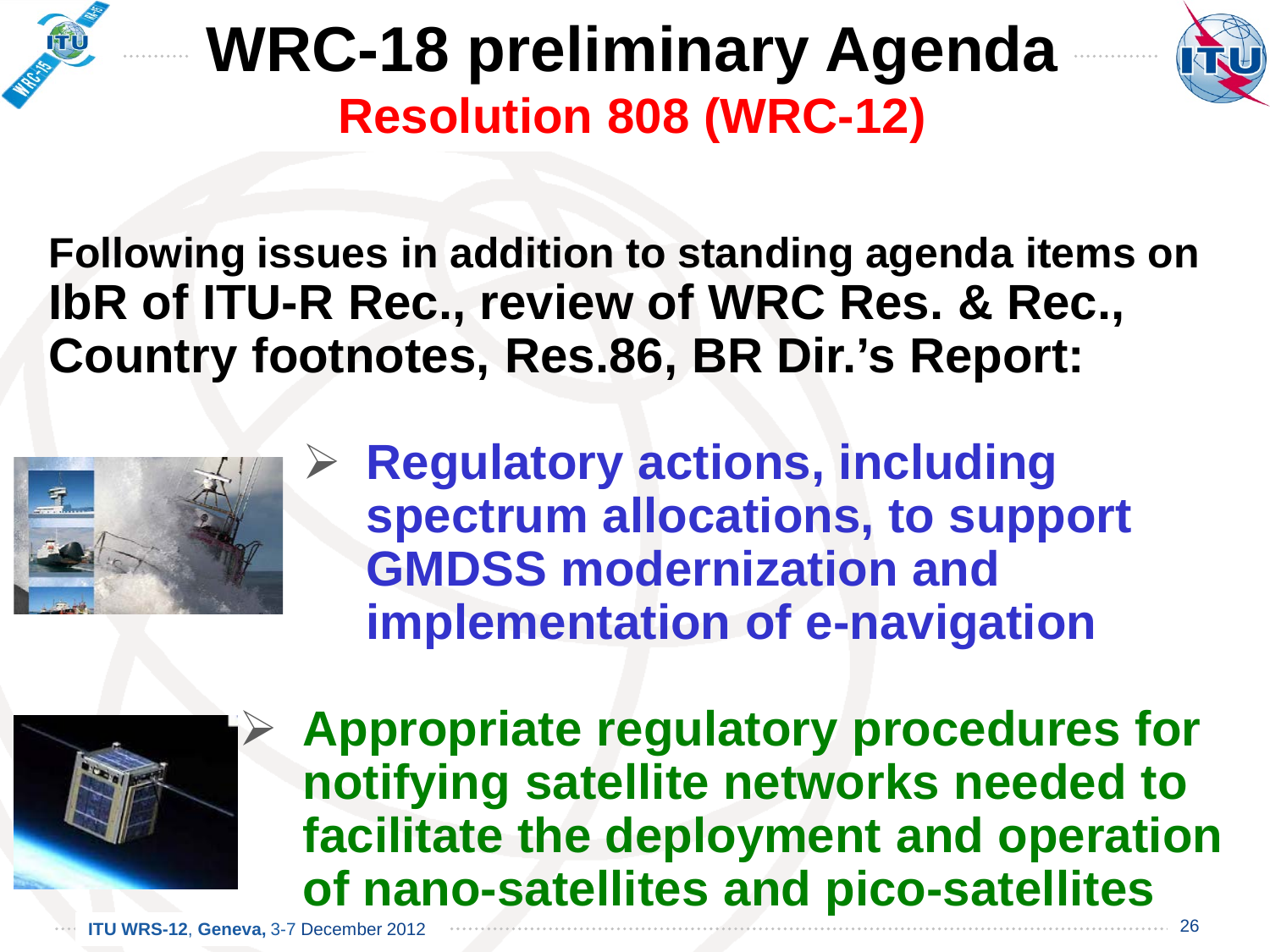# WRC-18 preliminary Agenda

## Resolution 808 (WRC-12)

**Following issues in addition to standing agenda items on IbR of ITU-R Rec., review of WRC Res. & Rec., Country footnotes, Res.86, BR Dir.'s Report:**

- **Regulatory actions, including spectrum allocations, to support GMDSS modernization and implementation of e-navigation**
- **Appropriate regulatory procedures for notifying satellite networks needed to facilitate the deployment and operation of nano-satellites and pico-satellites**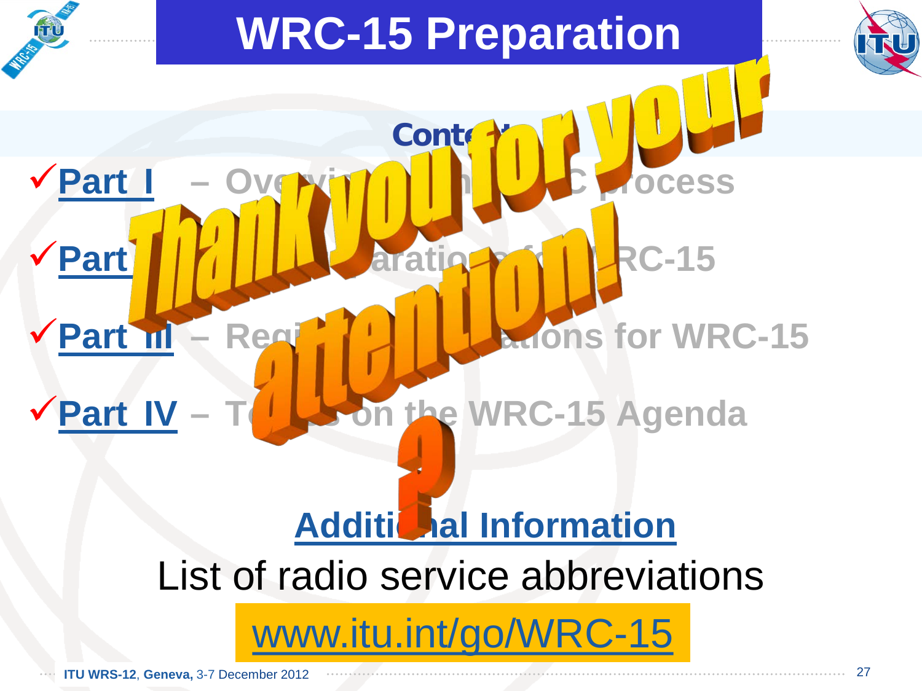# WRC-15 Preparation

## Contents

✓Part I – Overview of the WRC process

✓Part II – Preparations for WRC-15

✓Part III – Regional preparations for WRC-15

✓Part IV – Topics on the WRC-15 Agenda

**Thank you for your attention!**

**?**

**Additional Information**

List of radio service abbreviations

www.itu.int/go/WRC-15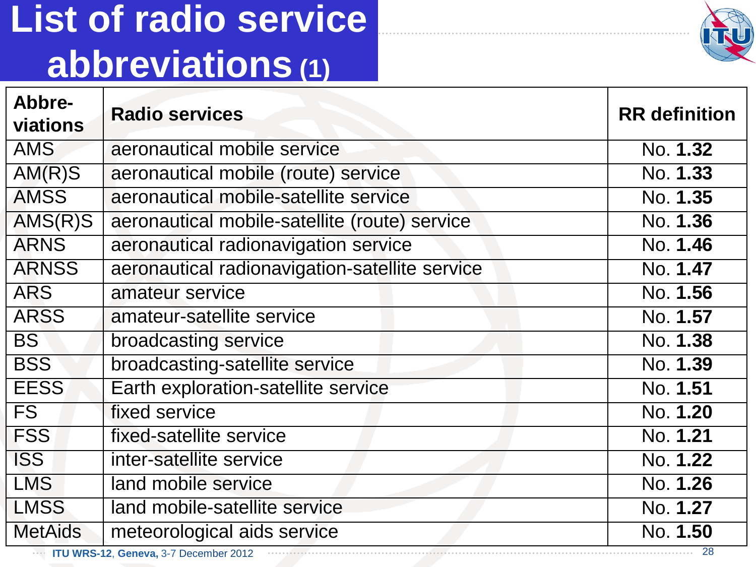# List of radio service abbreviations (1)

| Abbre-viations | Radio services | RR definition |
|---|---|---|
| AMS | aeronautical mobile service | No. **1.32** |
| AM(R)S | aeronautical mobile (route) service | No. **1.33** |
| AMSS | aeronautical mobile-satellite service | No. **1.35** |
| AMS(R)S | aeronautical mobile-satellite (route) service | No. **1.36** |
| ARNS | aeronautical radionavigation service | No. **1.46** |
| ARNSS | aeronautical radionavigation-satellite service | No. **1.47** |
| ARS | amateur service | No. **1.56** |
| ARSS | amateur-satellite service | No. **1.57** |
| BS | broadcasting service | No. **1.38** |
| BSS | broadcasting-satellite service | No. **1.39** |
| EESS | Earth exploration-satellite service | No. **1.51** |
| FS | fixed service | No. **1.20** |
| FSS | fixed-satellite service | No. **1.21** |
| ISS | inter-satellite service | No. **1.22** |
| LMS | land mobile service | No. **1.26** |
| LMSS | land mobile-satellite service | No. **1.27** |
| MetAids | meteorological aids service | No. **1.50** |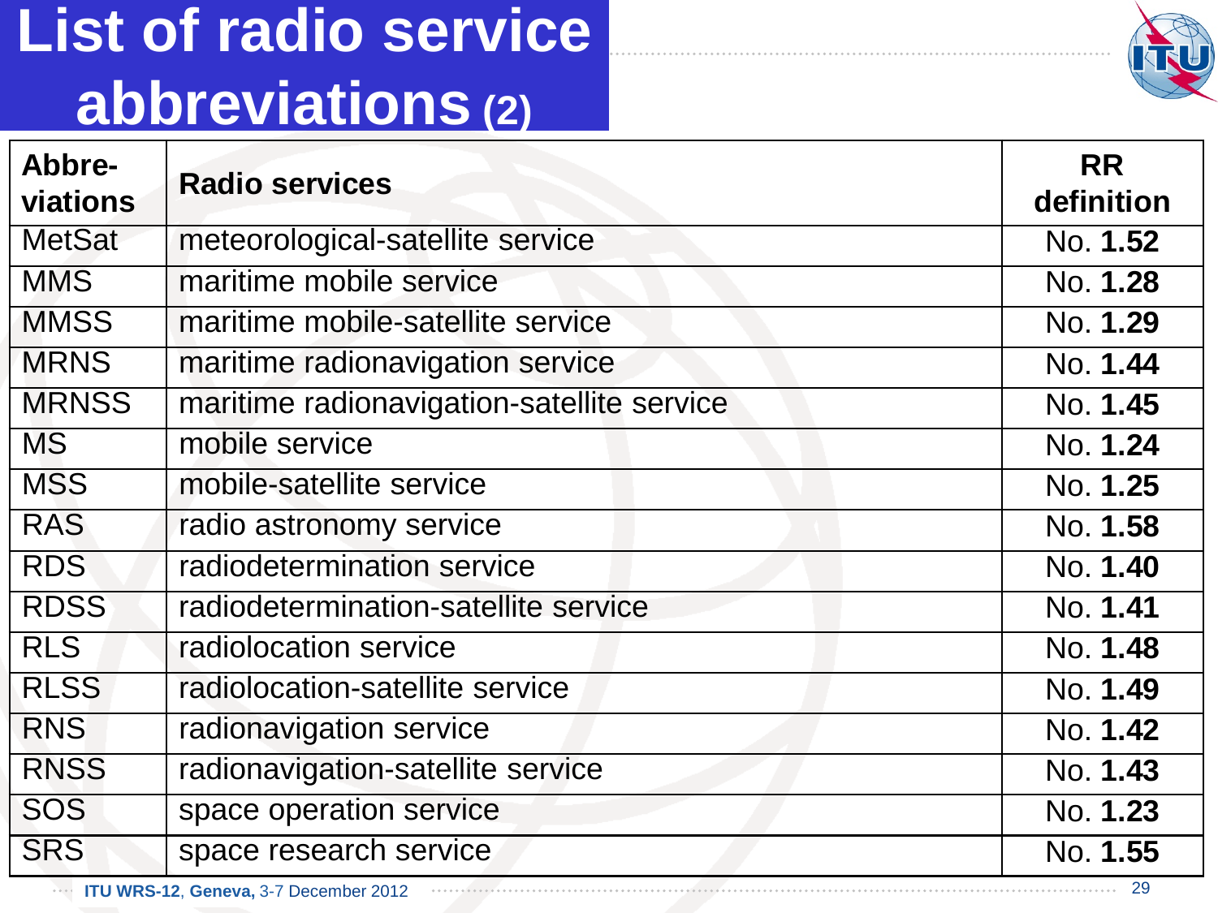# List of radio service abbreviations (2)

| Abbre-viations | Radio services | RR definition |
|---|---|---|
| MetSat | meteorological-satellite service | No. **1.52** |
| MMS | maritime mobile service | No. **1.28** |
| MMSS | maritime mobile-satellite service | No. **1.29** |
| MRNS | maritime radionavigation service | No. **1.44** |
| MRNSS | maritime radionavigation-satellite service | No. **1.45** |
| MS | mobile service | No. **1.24** |
| MSS | mobile-satellite service | No. **1.25** |
| RAS | radio astronomy service | No. **1.58** |
| RDS | radiodetermination service | No. **1.40** |
| RDSS | radiodetermination-satellite service | No. **1.41** |
| RLS | radiolocation service | No. **1.48** |
| RLSS | radiolocation-satellite service | No. **1.49** |
| RNS | radionavigation service | No. **1.42** |
| RNSS | radionavigation-satellite service | No. **1.43** |
| SOS | space operation service | No. **1.23** |
| SRS | space research service | No. **1.55** |